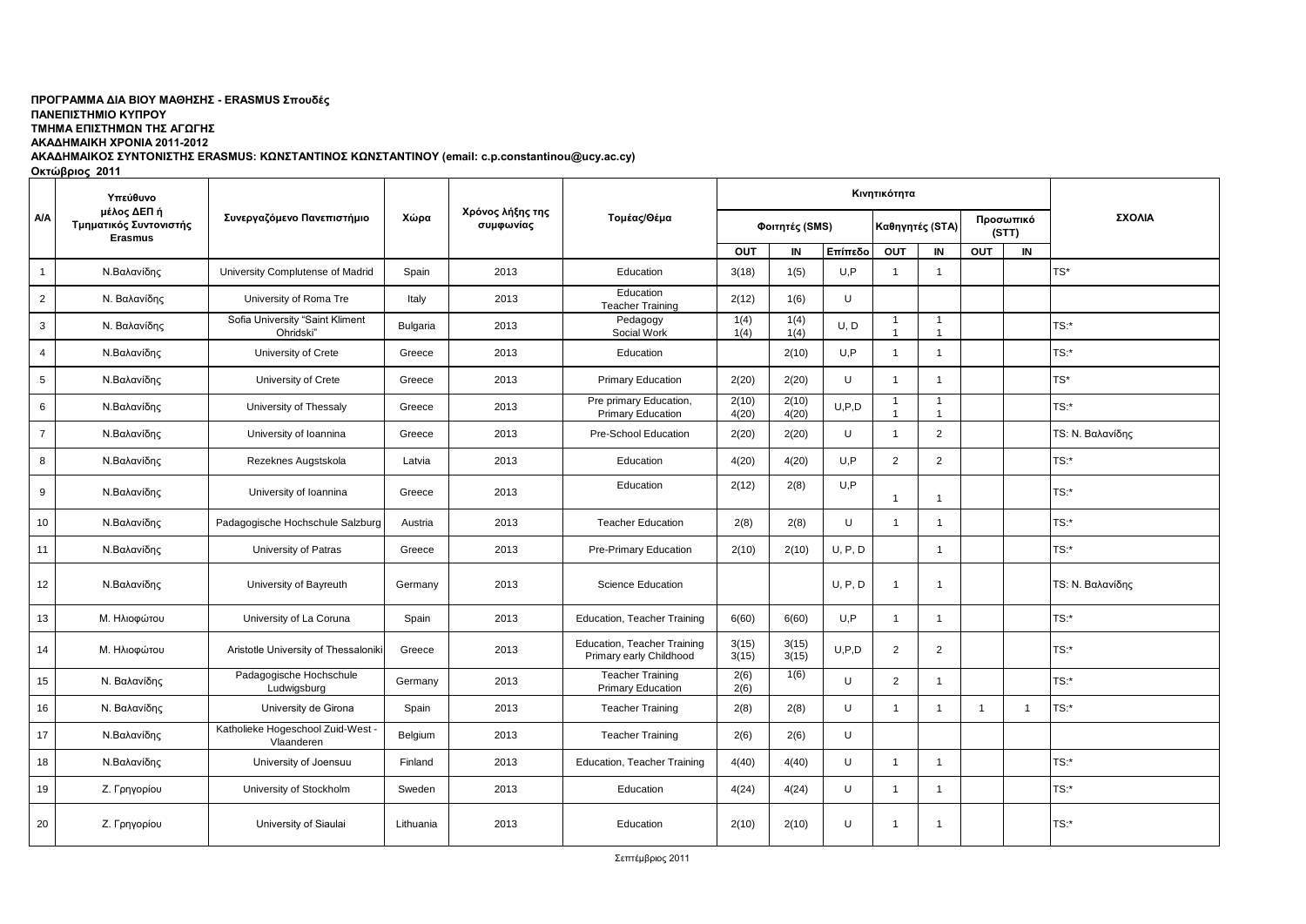**ΠΡΟΓΡΑΜΜΑ ΔΙΑ ΒΙΟΥ ΜΑΘΗΣΗΣ - ERASMUS Σπουδές**
**ΠΑΝΕΠΙΣΤΗΜΙΟ ΚΥΠΡΟΥ**
**ΤΜΗΜΑ ΕΠΙΣΤΗΜΩΝ ΤΗΣ ΑΓΩΓΗΣ**
**ΑΚΑΔΗΜΑΙΚΗ ΧΡΟΝΙΑ 2011-2012**
**ΑΚΑΔΗΜΑΙΚΟΣ ΣΥΝΤΟΝΙΣΤΗΣ ERASMUS: ΚΩΝΣΤΑΝΤΙΝΟΣ ΚΩΝΣΤΑΝΤΙΝΟΥ (email: c.p.constantinou@ucy.ac.cy)**
**Οκτώβριος 2011**

| Α/Α | Υπεύθυνο μέλος ΔΕΠ ή Τμηματικός Συντονιστής Erasmus | Συνεργαζόμενο Πανεπιστήμιο | Χώρα | Χρόνος λήξης της συμφωνίας | Τομέας/Θέμα | Κινητικότητα | | | | | | | ΣΧΟΛΙΑ |
|---|---|---|---|---|---|---|---|---|---|---|---|---|---|
| | | | | | | Φοιτητές (SMS) | | | Καθηγητές (STA) | | Προσωπικό (STT) | | |
| | | | | | | OUT | IN | Επίπεδο | OUT | IN | OUT | IN | |
| 1 | Ν.Βαλανίδης | University Complutense of Madrid | Spain | 2013 | Education | 3(18) | 1(5) | U,P | 1 | 1 | | | TS* |
| 2 | Ν. Βαλανίδης | University of Roma Tre | Italy | 2013 | Education<br>Teacher Training | 2(12) | 1(6) | U | | | | | |
| 3 | Ν. Βαλανίδης | Sofia University "Saint Kliment Ohridski" | Bulgaria | 2013 | Pedagogy<br>Social Work | 1(4)<br>1(4) | 1(4)<br>1(4) | U, D | 1<br>1 | 1<br>1 | | | TS:* |
| 4 | Ν.Βαλανίδης | University of Crete | Greece | 2013 | Education | | 2(10) | U,P | 1 | 1 | | | TS:* |
| 5 | Ν.Βαλανίδης | University of Crete | Greece | 2013 | Primary Education | 2(20) | 2(20) | U | 1 | 1 | | | TS* |
| 6 | Ν.Βαλανίδης | University of Thessaly | Greece | 2013 | Pre primary Education,<br>Primary Education | 2(10)<br>4(20) | 2(10)<br>4(20) | U,P,D | 1<br>1 | 1<br>1 | | | TS:* |
| 7 | Ν.Βαλανίδης | University of Ioannina | Greece | 2013 | Pre-School Education | 2(20) | 2(20) | U | 1 | 2 | | | TS: Ν. Βαλανίδης |
| 8 | Ν.Βαλανίδης | Rezeknes Augstskola | Latvia | 2013 | Education | 4(20) | 4(20) | U,P | 2 | 2 | | | TS:* |
| 9 | Ν.Βαλανίδης | University of Ioannina | Greece | 2013 | Education | 2(12) | 2(8) | U,P | 1 | 1 | | | TS:* |
| 10 | Ν.Βαλανίδης | Padagogische Hochschule Salzburg | Austria | 2013 | Teacher Education | 2(8) | 2(8) | U | 1 | 1 | | | TS:* |
| 11 | Ν.Βαλανίδης | University of Patras | Greece | 2013 | Pre-Primary Education | 2(10) | 2(10) | U, P, D | | 1 | | | TS:* |
| 12 | Ν.Βαλανίδης | University of Bayreuth | Germany | 2013 | Science Education | | | U, P, D | 1 | 1 | | | TS: Ν. Βαλανίδης |
| 13 | Μ. Ηλιοφώτου | University of La Coruna | Spain | 2013 | Education, Teacher Training | 6(60) | 6(60) | U,P | 1 | 1 | | | TS:* |
| 14 | Μ. Ηλιοφώτου | Aristotle University of Thessaloniki | Greece | 2013 | Education, Teacher Training<br>Primary early Childhood | 3(15)<br>3(15) | 3(15)<br>3(15) | U,P,D | 2 | 2 | | | TS:* |
| 15 | Ν. Βαλανίδης | Padagogische Hochschule Ludwigsburg | Germany | 2013 | Teacher Training<br>Primary Education | 2(6)<br>2(6) | 1(6) | U | 2 | 1 | | | TS:* |
| 16 | Ν. Βαλανίδης | University de Girona | Spain | 2013 | Teacher Training | 2(8) | 2(8) | U | 1 | 1 | 1 | 1 | TS:* |
| 17 | Ν.Βαλανίδης | Katholieke Hogeschool Zuid-West - Vlaanderen | Belgium | 2013 | Teacher Training | 2(6) | 2(6) | U | | | | | |
| 18 | Ν.Βαλανίδης | University of Joensuu | Finland | 2013 | Education, Teacher Training | 4(40) | 4(40) | U | 1 | 1 | | | TS:* |
| 19 | Ζ. Γρηγορίου | University of Stockholm | Sweden | 2013 | Education | 4(24) | 4(24) | U | 1 | 1 | | | TS:* |
| 20 | Ζ. Γρηγορίου | University of Siaulai | Lithuania | 2013 | Education | 2(10) | 2(10) | U | 1 | 1 | | | TS:* |

Σεπτέμβριος 2011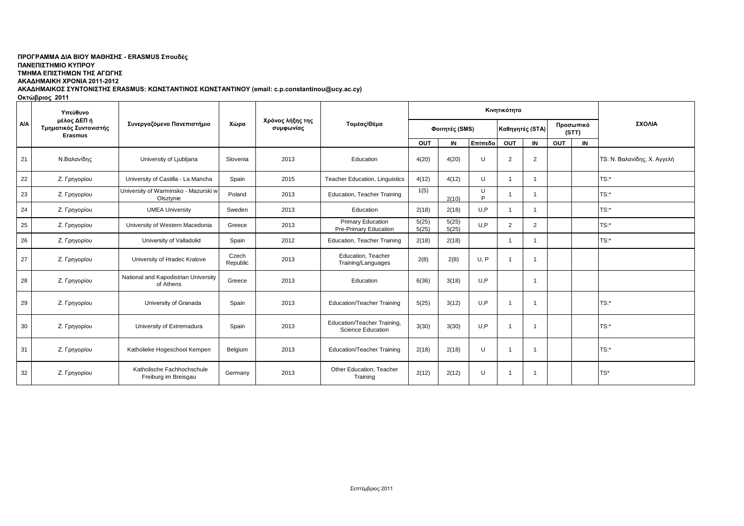**ΠΡΟΓΡΑΜΜΑ ΔΙΑ ΒΙΟΥ ΜΑΘΗΣΗΣ - ERASMUS Σπουδές**
**ΠΑΝΕΠΙΣΤΗΜΙΟ ΚΥΠΡΟΥ**
**ΤΜΗΜΑ ΕΠΙΣΤΗΜΩΝ ΤΗΣ ΑΓΩΓΗΣ**
**ΑΚΑΔΗΜΑΙΚΗ ΧΡΟΝΙΑ 2011-2012**
**ΑΚΑΔΗΜΑΙΚΟΣ ΣΥΝΤΟΝΙΣΤΗΣ ERASMUS: ΚΩΝΣΤΑΝΤΙΝΟΣ ΚΩΝΣΤΑΝΤΙΝΟΥ (email: c.p.constantinou@ucy.ac.cy)**
**Οκτώβριος 2011**

| Α/Α | Υπεύθυνο μέλος ΔΕΠ ή Τμηματικός Συντονιστής Erasmus | Συνεργαζόμενο Πανεπιστήμιο | Χώρα | Χρόνος λήξης της συμφωνίας | Τομέας/Θέμα | Κινητικότητα | | | | | | | ΣΧΟΛΙΑ |
|---|---|---|---|---|---|---|---|---|---|---|---|---|---|
| | | | | | | Φοιτητές (SMS) | | | Καθηγητές (STA) | | Προσωπικό (STT) | | |
| | | | | | | OUT | IN | Επίπεδο | OUT | IN | OUT | IN | |
| 21 | Ν.Βαλανίδης | University of Ljubljana | Slovenia | 2013 | Education | 4(20) | 4(20) | U | 2 | 2 | | | TS: Ν. Βαλανίδης, Χ. Αγγελή |
| 22 | Ζ. Γρηγορίου | University of Castilla - La Mancha | Spain | 2015 | Teacher Education, Linguistics | 4(12) | 4(12) | U | 1 | 1 | | | TS:* |
| 23 | Ζ. Γρηγορίου | University of Warminsko - Mazurski w Olsztynie | Poland | 2013 | Education, Teacher Training | 1(5) | 2(10) | U P | 1 | 1 | | | TS:* |
| 24 | Ζ. Γρηγορίου | UMEA University | Sweden | 2013 | Education | 2(18) | 2(18) | U,P | 1 | 1 | | | TS:* |
| 25 | Ζ. Γρηγορίου | University of Western Macedonia | Greece | 2013 | Primary Education Pre-Primary Education | 5(25) 5(25) | 5(25) 5(25) | U,P | 2 | 2 | | | TS:* |
| 26 | Ζ. Γρηγορίου | University of Valladolid | Spain | 2012 | Education, Teacher Training | 2(18) | 2(18) | | 1 | 1 | | | TS:* |
| 27 | Ζ. Γρηγορίου | University of Hradec Kralove | Czech Republic | 2013 | Education, Teacher Training/Languages | 2(8) | 2(8) | U, P | 1 | 1 | | | |
| 28 | Ζ. Γρηγορίου | National and Kapodistrian University of Athens | Greece | 2013 | Education | 6(36) | 3(18) | U,P | | 1 | | | |
| 29 | Ζ. Γρηγορίου | University of Granada | Spain | 2013 | Education/Teacher Training | 5(25) | 3(12) | U,P | 1 | 1 | | | TS:* |
| 30 | Ζ. Γρηγορίου | University of Extremadura | Spain | 2013 | Education/Teacher Training, Science Education | 3(30) | 3(30) | U,P | 1 | 1 | | | TS:* |
| 31 | Ζ. Γρηγορίου | Katholieke Hogeschool Kempen | Belgium | 2013 | Education/Teacher Training | 2(18) | 2(18) | U | 1 | 1 | | | TS:* |
| 32 | Ζ. Γρηγορίου | Katholische Fachhochschule Freiburg im Breisgau | Germany | 2013 | Other Education, Teacher Training | 2(12) | 2(12) | U | 1 | 1 | | | TS* |

Σεπτέμβριος 2011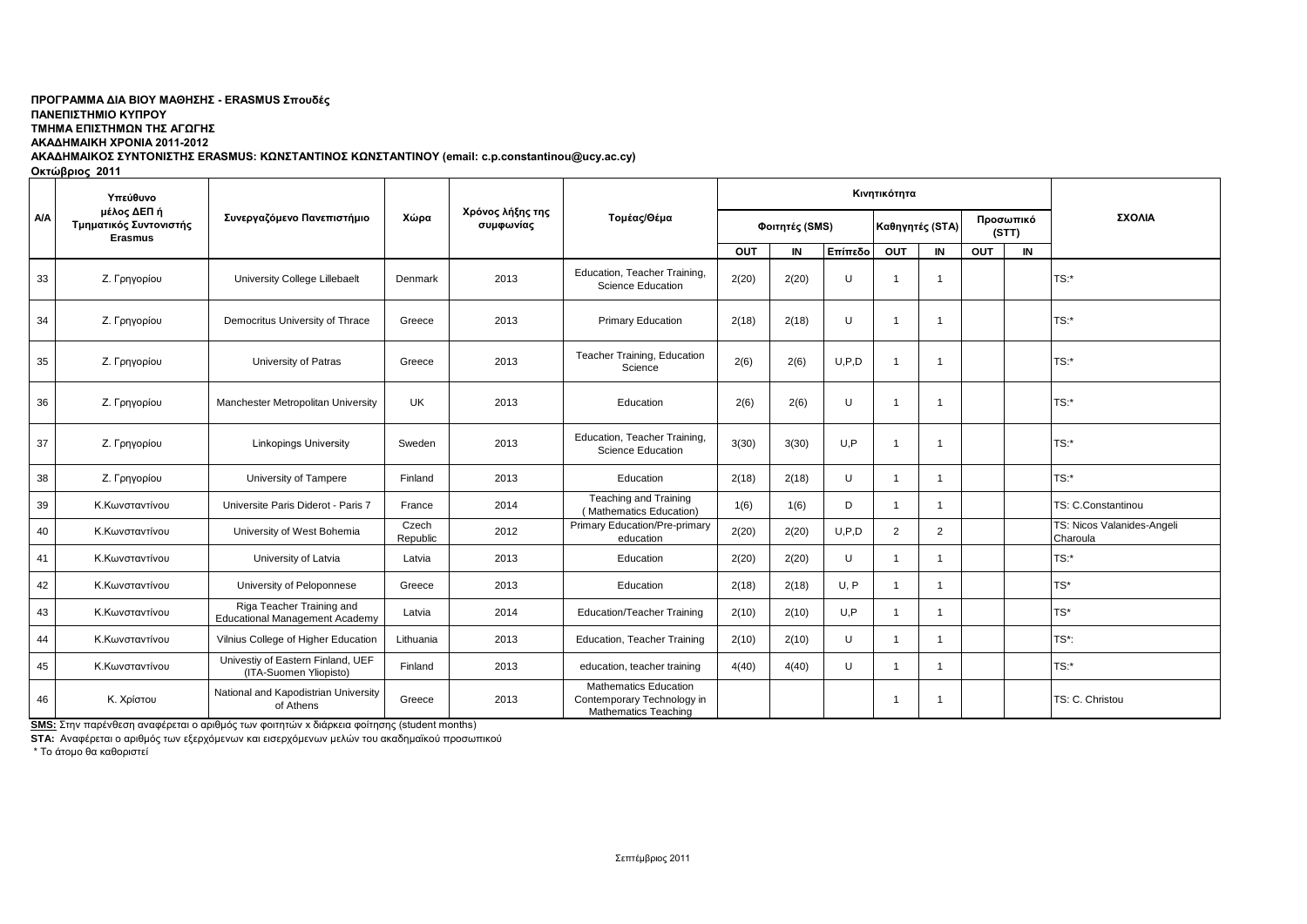**ΠΡΟΓΡΑΜΜΑ ΔΙΑ ΒΙΟΥ ΜΑΘΗΣΗΣ - ERASMUS Σπουδές**
**ΠΑΝΕΠΙΣΤΗΜΙΟ ΚΥΠΡΟΥ**
**ΤΜΗΜΑ ΕΠΙΣΤΗΜΩΝ ΤΗΣ ΑΓΩΓΗΣ**
**ΑΚΑΔΗΜΑΙΚΗ ΧΡΟΝΙΑ 2011-2012**
**ΑΚΑΔΗΜΑΙΚΟΣ ΣΥΝΤΟΝΙΣΤΗΣ ERASMUS: ΚΩΝΣΤΑΝΤΙΝΟΣ ΚΩΝΣΤΑΝΤΙΝΟΥ (email: c.p.constantinou@ucy.ac.cy)**
**Οκτώβριος 2011**

| Α/Α | Υπεύθυνο μέλος ΔΕΠ ή Τμηματικός Συντονιστής Erasmus | Συνεργαζόμενο Πανεπιστήμιο | Χώρα | Χρόνος λήξης της συμφωνίας | Τομέας/Θέμα | Κινητικότητα | | | | | | | ΣΧΟΛΙΑ |
|---|---|---|---|---|---|---|---|---|---|---|---|---|---|
| | | | | | | Φοιτητές (SMS) | | | Καθηγητές (STA) | | Προσωπικό (STT) | | |
| | | | | | | OUT | IN | Επίπεδο | OUT | IN | OUT | IN | |
| 33 | Ζ. Γρηγορίου | University College Lillebaelt | Denmark | 2013 | Education, Teacher Training, Science Education | 2(20) | 2(20) | U | 1 | 1 | | | TS:* |
| 34 | Ζ. Γρηγορίου | Democritus University of Thrace | Greece | 2013 | Primary Education | 2(18) | 2(18) | U | 1 | 1 | | | TS:* |
| 35 | Ζ. Γρηγορίου | University of Patras | Greece | 2013 | Teacher Training, Education Science | 2(6) | 2(6) | U,P,D | 1 | 1 | | | TS:* |
| 36 | Ζ. Γρηγορίου | Manchester Metropolitan University | UK | 2013 | Education | 2(6) | 2(6) | U | 1 | 1 | | | TS:* |
| 37 | Ζ. Γρηγορίου | Linkopings University | Sweden | 2013 | Education, Teacher Training, Science Education | 3(30) | 3(30) | U,P | 1 | 1 | | | TS:* |
| 38 | Ζ. Γρηγορίου | University of Tampere | Finland | 2013 | Education | 2(18) | 2(18) | U | 1 | 1 | | | TS:* |
| 39 | Κ.Κωνσταντίνου | Universite Paris Diderot - Paris 7 | France | 2014 | Teaching and Training ( Mathematics Education) | 1(6) | 1(6) | D | 1 | 1 | | | TS: C.Constantinou |
| 40 | Κ.Κωνσταντίνου | University of West Bohemia | Czech Republic | 2012 | Primary Education/Pre-primary education | 2(20) | 2(20) | U,P,D | 2 | 2 | | | TS: Nicos Valanides-Angeli Charoula |
| 41 | Κ.Κωνσταντίνου | University of Latvia | Latvia | 2013 | Education | 2(20) | 2(20) | U | 1 | 1 | | | TS:* |
| 42 | Κ.Κωνσταντίνου | University of Peloponnese | Greece | 2013 | Education | 2(18) | 2(18) | U, P | 1 | 1 | | | TS* |
| 43 | Κ.Κωνσταντίνου | Riga Teacher Training and Educational Management Academy | Latvia | 2014 | Education/Teacher Training | 2(10) | 2(10) | U,P | 1 | 1 | | | TS* |
| 44 | Κ.Κωνσταντίνου | Vilnius College of Higher Education | Lithuania | 2013 | Education, Teacher Training | 2(10) | 2(10) | U | 1 | 1 | | | TS*: |
| 45 | Κ.Κωνσταντίνου | Univestiy of Eastern Finland, UEF (ITA-Suomen Yliopisto) | Finland | 2013 | education, teacher training | 4(40) | 4(40) | U | 1 | 1 | | | TS:* |
| 46 | Κ. Χρίστου | National and Kapodistrian University of Athens | Greece | 2013 | Mathematics Education Contemporary Technology in Mathematics Teaching | | | | 1 | 1 | | | TS: C. Christou |

**SMS:** Στην παρένθεση αναφέρεται ο αριθμός των φοιτητών x διάρκεια φοίτησης (student months)

**STA:** Αναφέρεται ο αριθμός των εξερχόμενων και εισερχόμενων μελών του ακαδημαϊκού προσωπικού

\* Το άτομο θα καθοριστεί

Σεπτέμβριος 2011